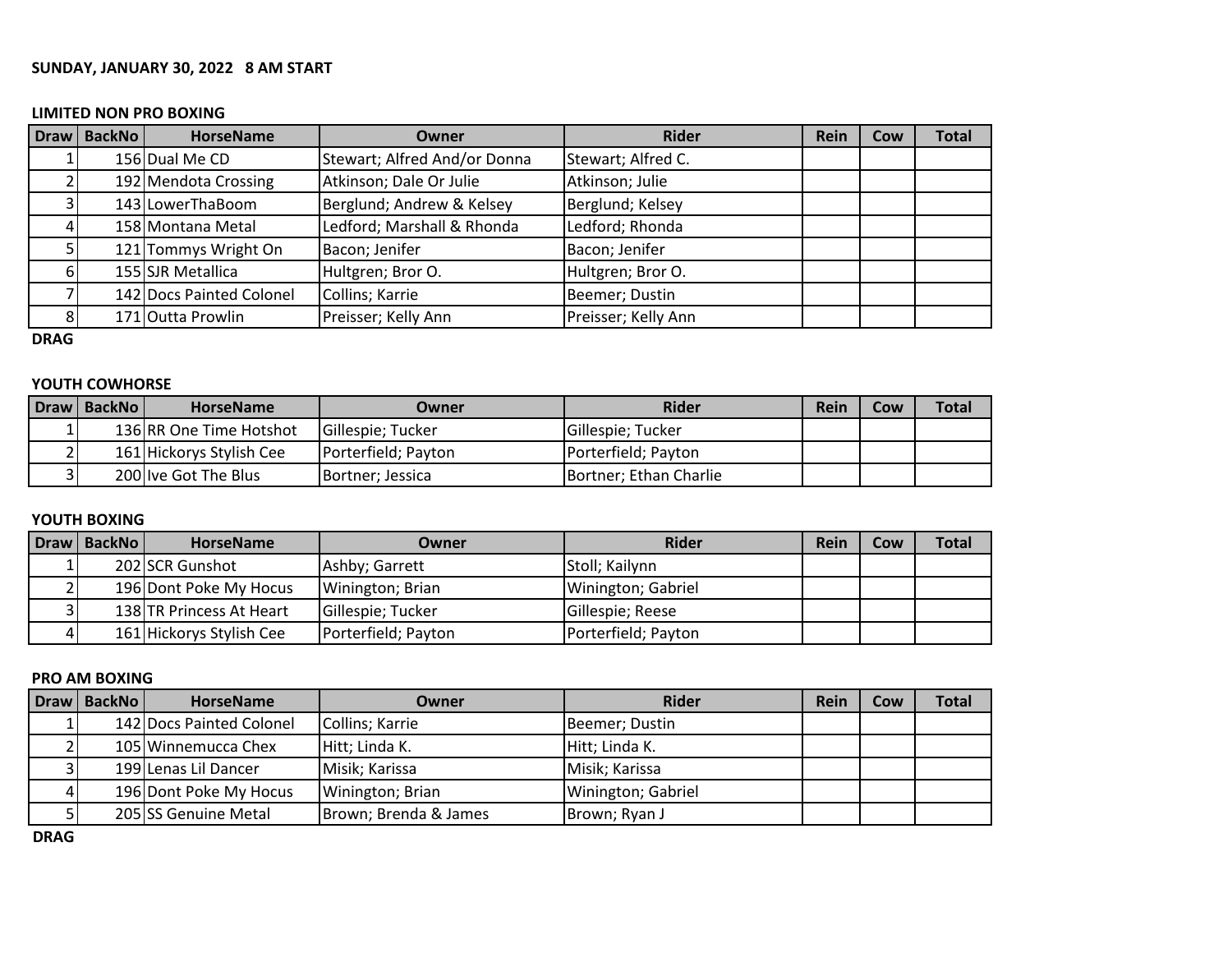**SUNDAY, JANUARY 30, 2022 8 AM START**

**LIMITED NON PRO BOXING**

| Draw | BackNo | HorseName | Owner | Rider | Rein | Cow | Total |
|---|---|---|---|---|---|---|---|
| 1 | 156 | Dual Me CD | Stewart; Alfred And/or Donna | Stewart; Alfred C. | | | |
| 2 | 192 | Mendota Crossing | Atkinson; Dale Or Julie | Atkinson; Julie | | | |
| 3 | 143 | LowerThaBoom | Berglund; Andrew & Kelsey | Berglund; Kelsey | | | |
| 4 | 158 | Montana Metal | Ledford; Marshall & Rhonda | Ledford; Rhonda | | | |
| 5 | 121 | Tommys Wright On | Bacon; Jenifer | Bacon; Jenifer | | | |
| 6 | 155 | SJR Metallica | Hultgren; Bror O. | Hultgren; Bror O. | | | |
| 7 | 142 | Docs Painted Colonel | Collins; Karrie | Beemer; Dustin | | | |
| 8 | 171 | Outta Prowlin | Preisser; Kelly Ann | Preisser; Kelly Ann | | | |

**DRAG**

**YOUTH COWHORSE**

| Draw | BackNo | HorseName | Owner | Rider | Rein | Cow | Total |
|---|---|---|---|---|---|---|---|
| 1 | 136 | RR One Time Hotshot | Gillespie; Tucker | Gillespie; Tucker | | | |
| 2 | 161 | Hickorys Stylish Cee | Porterfield; Payton | Porterfield; Payton | | | |
| 3 | 200 | Ive Got The Blus | Bortner; Jessica | Bortner; Ethan Charlie | | | |

**YOUTH BOXING**

| Draw | BackNo | HorseName | Owner | Rider | Rein | Cow | Total |
|---|---|---|---|---|---|---|---|
| 1 | 202 | SCR Gunshot | Ashby; Garrett | Stoll; Kailynn | | | |
| 2 | 196 | Dont Poke My Hocus | Winington; Brian | Winington; Gabriel | | | |
| 3 | 138 | TR Princess At Heart | Gillespie; Tucker | Gillespie; Reese | | | |
| 4 | 161 | Hickorys Stylish Cee | Porterfield; Payton | Porterfield; Payton | | | |

**PRO AM BOXING**

| Draw | BackNo | HorseName | Owner | Rider | Rein | Cow | Total |
|---|---|---|---|---|---|---|---|
| 1 | 142 | Docs Painted Colonel | Collins; Karrie | Beemer; Dustin | | | |
| 2 | 105 | Winnemucca Chex | Hitt; Linda K. | Hitt; Linda K. | | | |
| 3 | 199 | Lenas Lil Dancer | Misik; Karissa | Misik; Karissa | | | |
| 4 | 196 | Dont Poke My Hocus | Winington; Brian | Winington; Gabriel | | | |
| 5 | 205 | SS Genuine Metal | Brown; Brenda & James | Brown; Ryan J | | | |

**DRAG**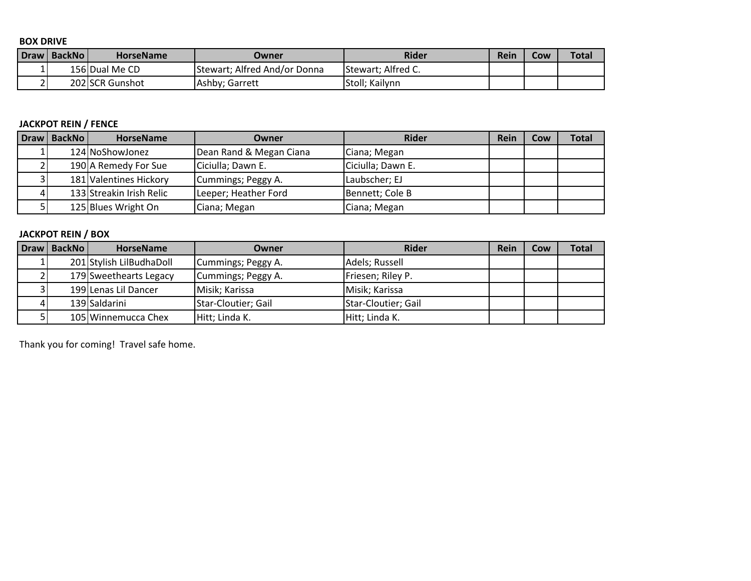**BOX DRIVE**

| Draw | BackNo | HorseName | Owner | Rider | Rein | Cow | Total |
|---|---|---|---|---|---|---|---|
| 1 | 156 | Dual Me CD | Stewart; Alfred And/or Donna | Stewart; Alfred C. | | | |
| 2 | 202 | SCR Gunshot | Ashby; Garrett | Stoll; Kailynn | | | |

**JACKPOT REIN / FENCE**

| Draw | BackNo | HorseName | Owner | Rider | Rein | Cow | Total |
|---|---|---|---|---|---|---|---|
| 1 | 124 | NoShowJonez | Dean Rand & Megan Ciana | Ciana; Megan | | | |
| 2 | 190 | A Remedy For Sue | Ciciulla; Dawn E. | Ciciulla; Dawn E. | | | |
| 3 | 181 | Valentines Hickory | Cummings; Peggy A. | Laubscher; EJ | | | |
| 4 | 133 | Streakin Irish Relic | Leeper; Heather Ford | Bennett; Cole B | | | |
| 5 | 125 | Blues Wright On | Ciana; Megan | Ciana; Megan | | | |

**JACKPOT REIN / BOX**

| Draw | BackNo | HorseName | Owner | Rider | Rein | Cow | Total |
|---|---|---|---|---|---|---|---|
| 1 | 201 | Stylish LilBudhaDoll | Cummings; Peggy A. | Adels; Russell | | | |
| 2 | 179 | Sweethearts Legacy | Cummings; Peggy A. | Friesen; Riley P. | | | |
| 3 | 199 | Lenas Lil Dancer | Misik; Karissa | Misik; Karissa | | | |
| 4 | 139 | Saldarini | Star-Cloutier; Gail | Star-Cloutier; Gail | | | |
| 5 | 105 | Winnemucca Chex | Hitt; Linda K. | Hitt; Linda K. | | | |

Thank you for coming! Travel safe home.